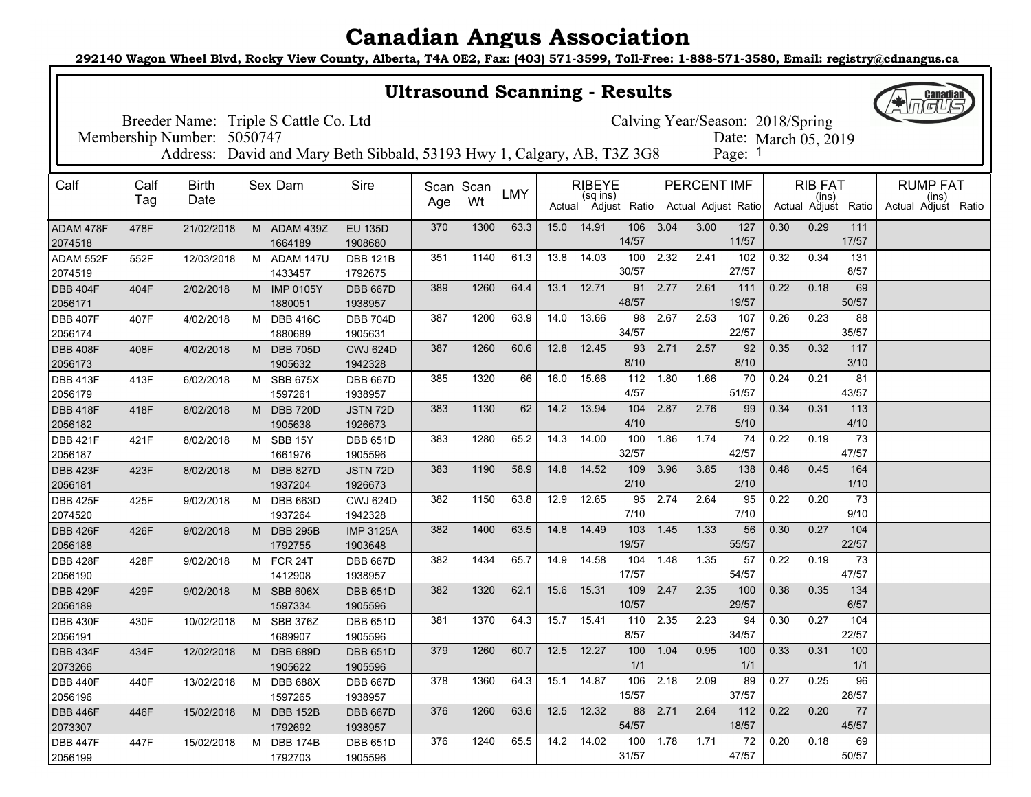# Canadian Angus Association

**292140 Wagon Wheel Blvd, Rocky View County, Alberta, T4A 0E2, Fax: (403) 571-3599, Toll-Free: 1-888-571-3580, Email: registry@cdnangus.ca**

## Ultrasound Scanning - Results

Breeder Name: Triple S Cattle Co. Ltd
Membership Number: 5050747
Address: David and Mary Beth Sibbald, 53193 Hwy 1, Calgary, AB, T3Z 3G8

Calving Year/Season: 2018/Spring
Date: March 05, 2019
Page: 1

| Calf | Calf Tag | Birth Date | Sex | Dam | Sire | Scan Age | Scan Wt | LMY | RIBEYE (sq ins) | | | PERCENT IMF | | | RIB FAT (ins) | | | RUMP FAT (ins) | | |
|---|---|---|---|---|---|---|---|---|---|---|---|---|---|---|---|---|---|---|---|---|
| | | | | | | | | | Actual | Adjust | Ratio | Actual | Adjust | Ratio | Actual | Adjust | Ratio | Actual | Adjust | Ratio |
| ADAM 478F 2074518 | 478F | 21/02/2018 | M | ADAM 439Z 1664189 | EU 135D 1908680 | 370 | 1300 | 63.3 | 15.0 | 14.91 | 106 14/57 | 3.04 | 3.00 | 127 11/57 | 0.30 | 0.29 | 111 17/57 | | | |
| ADAM 552F 2074519 | 552F | 12/03/2018 | M | ADAM 147U 1433457 | DBB 121B 1792675 | 351 | 1140 | 61.3 | 13.8 | 14.03 | 100 30/57 | 2.32 | 2.41 | 102 27/57 | 0.32 | 0.34 | 131 8/57 | | | |
| DBB 404F 2056171 | 404F | 2/02/2018 | M | IMP 0105Y 1880051 | DBB 667D 1938957 | 389 | 1260 | 64.4 | 13.1 | 12.71 | 91 48/57 | 2.77 | 2.61 | 111 19/57 | 0.22 | 0.18 | 69 50/57 | | | |
| DBB 407F 2056174 | 407F | 4/02/2018 | M | DBB 416C 1880689 | DBB 704D 1905631 | 387 | 1200 | 63.9 | 14.0 | 13.66 | 98 34/57 | 2.67 | 2.53 | 107 22/57 | 0.26 | 0.23 | 88 35/57 | | | |
| DBB 408F 2056173 | 408F | 4/02/2018 | M | DBB 705D 1905632 | CWJ 624D 1942328 | 387 | 1260 | 60.6 | 12.8 | 12.45 | 93 8/10 | 2.71 | 2.57 | 92 8/10 | 0.35 | 0.32 | 117 3/10 | | | |
| DBB 413F 2056179 | 413F | 6/02/2018 | M | SBB 675X 1597261 | DBB 667D 1938957 | 385 | 1320 | 66 | 16.0 | 15.66 | 112 4/57 | 1.80 | 1.66 | 70 51/57 | 0.24 | 0.21 | 81 43/57 | | | |
| DBB 418F 2056182 | 418F | 8/02/2018 | M | DBB 720D 1905638 | JSTN 72D 1926673 | 383 | 1130 | 62 | 14.2 | 13.94 | 104 4/10 | 2.87 | 2.76 | 99 5/10 | 0.34 | 0.31 | 113 4/10 | | | |
| DBB 421F 2056187 | 421F | 8/02/2018 | M | SBB 15Y 1661976 | DBB 651D 1905596 | 383 | 1280 | 65.2 | 14.3 | 14.00 | 100 32/57 | 1.86 | 1.74 | 74 42/57 | 0.22 | 0.19 | 73 47/57 | | | |
| DBB 423F 2056181 | 423F | 8/02/2018 | M | DBB 827D 1937204 | JSTN 72D 1926673 | 383 | 1190 | 58.9 | 14.8 | 14.52 | 109 2/10 | 3.96 | 3.85 | 138 2/10 | 0.48 | 0.45 | 164 1/10 | | | |
| DBB 425F 2074520 | 425F | 9/02/2018 | M | DBB 663D 1937264 | CWJ 624D 1942328 | 382 | 1150 | 63.8 | 12.9 | 12.65 | 95 7/10 | 2.74 | 2.64 | 95 7/10 | 0.22 | 0.20 | 73 9/10 | | | |
| DBB 426F 2056188 | 426F | 9/02/2018 | M | DBB 295B 1792755 | IMP 3125A 1903648 | 382 | 1400 | 63.5 | 14.8 | 14.49 | 103 19/57 | 1.45 | 1.33 | 56 55/57 | 0.30 | 0.27 | 104 22/57 | | | |
| DBB 428F 2056190 | 428F | 9/02/2018 | M | FCR 24T 1412908 | DBB 667D 1938957 | 382 | 1434 | 65.7 | 14.9 | 14.58 | 104 17/57 | 1.48 | 1.35 | 57 54/57 | 0.22 | 0.19 | 73 47/57 | | | |
| DBB 429F 2056189 | 429F | 9/02/2018 | M | SBB 606X 1597334 | DBB 651D 1905596 | 382 | 1320 | 62.1 | 15.6 | 15.31 | 109 10/57 | 2.47 | 2.35 | 100 29/57 | 0.38 | 0.35 | 134 6/57 | | | |
| DBB 430F 2056191 | 430F | 10/02/2018 | M | SBB 376Z 1689907 | DBB 651D 1905596 | 381 | 1370 | 64.3 | 15.7 | 15.41 | 110 8/57 | 2.35 | 2.23 | 94 34/57 | 0.30 | 0.27 | 104 22/57 | | | |
| DBB 434F 2073266 | 434F | 12/02/2018 | M | DBB 689D 1905622 | DBB 651D 1905596 | 379 | 1260 | 60.7 | 12.5 | 12.27 | 100 1/1 | 1.04 | 0.95 | 100 1/1 | 0.33 | 0.31 | 100 1/1 | | | |
| DBB 440F 2056196 | 440F | 13/02/2018 | M | DBB 688X 1597265 | DBB 667D 1938957 | 378 | 1360 | 64.3 | 15.1 | 14.87 | 106 15/57 | 2.18 | 2.09 | 89 37/57 | 0.27 | 0.25 | 96 28/57 | | | |
| DBB 446F 2073307 | 446F | 15/02/2018 | M | DBB 152B 1792692 | DBB 667D 1938957 | 376 | 1260 | 63.6 | 12.5 | 12.32 | 88 54/57 | 2.71 | 2.64 | 112 18/57 | 0.22 | 0.20 | 77 45/57 | | | |
| DBB 447F 2056199 | 447F | 15/02/2018 | M | DBB 174B 1792703 | DBB 651D 1905596 | 376 | 1240 | 65.5 | 14.2 | 14.02 | 100 31/57 | 1.78 | 1.71 | 72 47/57 | 0.20 | 0.18 | 69 50/57 | | | |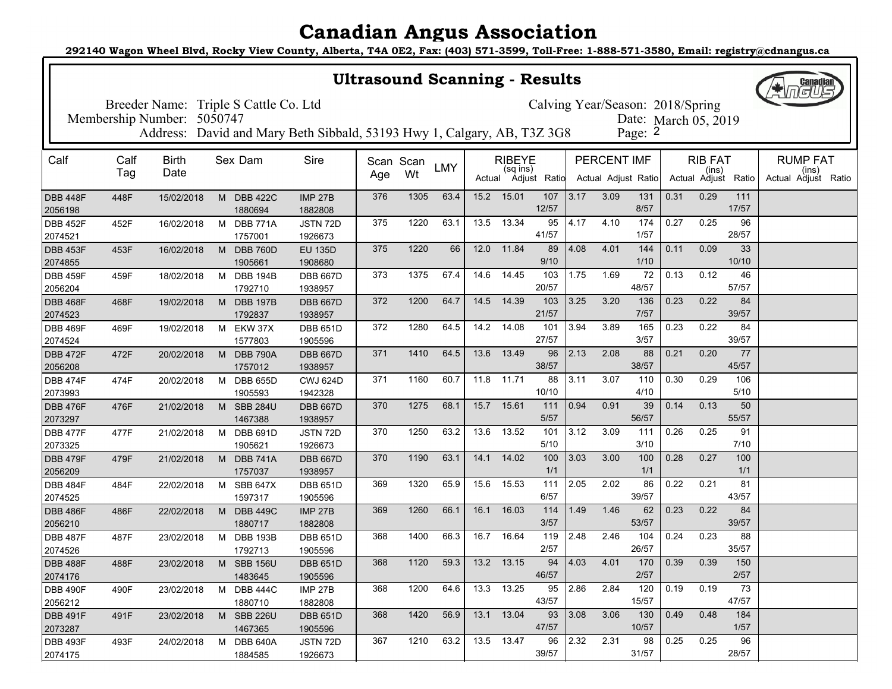# Canadian Angus Association

**292140 Wagon Wheel Blvd, Rocky View County, Alberta, T4A 0E2, Fax: (403) 571-3599, Toll-Free: 1-888-571-3580, Email: registry@cdnangus.ca**

## Ultrasound Scanning - Results

Breeder Name: Triple S Cattle Co. Ltd
Membership Number: 5050747
Address: David and Mary Beth Sibbald, 53193 Hwy 1, Calgary, AB, T3Z 3G8

Calving Year/Season: 2018/Spring
Date: March 05, 2019
Page: 2

| Calf | Calf Tag | Birth Date | Sex | Dam | Sire | Scan Age | Scan Wt | LMY | RIBEYE (sq ins) | | | PERCENT IMF | | | RIB FAT (ins) | | | RUMP FAT (ins) | | |
|---|---|---|---|---|---|---|---|---|---|---|---|---|---|---|---|---|---|---|---|---|
| | | | | | | | | | Actual | Adjust | Ratio | Actual | Adjust | Ratio | Actual | Adjust | Ratio | Actual | Adjust | Ratio |
| DBB 448F 2056198 | 448F | 15/02/2018 | M | DBB 422C 1880694 | IMP 27B 1882808 | 376 | 1305 | 63.4 | 15.2 | 15.01 | 107 12/57 | 3.17 | 3.09 | 131 8/57 | 0.31 | 0.29 | 111 17/57 | | | |
| DBB 452F 2074521 | 452F | 16/02/2018 | M | DBB 771A 1757001 | JSTN 72D 1926673 | 375 | 1220 | 63.1 | 13.5 | 13.34 | 95 41/57 | 4.17 | 4.10 | 174 1/57 | 0.27 | 0.25 | 96 28/57 | | | |
| DBB 453F 2074855 | 453F | 16/02/2018 | M | DBB 760D 1905661 | EU 135D 1908680 | 375 | 1220 | 66 | 12.0 | 11.84 | 89 9/10 | 4.08 | 4.01 | 144 1/10 | 0.11 | 0.09 | 33 10/10 | | | |
| DBB 459F 2056204 | 459F | 18/02/2018 | M | DBB 194B 1792710 | DBB 667D 1938957 | 373 | 1375 | 67.4 | 14.6 | 14.45 | 103 20/57 | 1.75 | 1.69 | 72 48/57 | 0.13 | 0.12 | 46 57/57 | | | |
| DBB 468F 2074523 | 468F | 19/02/2018 | M | DBB 197B 1792837 | DBB 667D 1938957 | 372 | 1200 | 64.7 | 14.5 | 14.39 | 103 21/57 | 3.25 | 3.20 | 136 7/57 | 0.23 | 0.22 | 84 39/57 | | | |
| DBB 469F 2074524 | 469F | 19/02/2018 | M | EKW 37X 1577803 | DBB 651D 1905596 | 372 | 1280 | 64.5 | 14.2 | 14.08 | 101 27/57 | 3.94 | 3.89 | 165 3/57 | 0.23 | 0.22 | 84 39/57 | | | |
| DBB 472F 2056208 | 472F | 20/02/2018 | M | DBB 790A 1757012 | DBB 667D 1938957 | 371 | 1410 | 64.5 | 13.6 | 13.49 | 96 38/57 | 2.13 | 2.08 | 88 38/57 | 0.21 | 0.20 | 77 45/57 | | | |
| DBB 474F 2073993 | 474F | 20/02/2018 | M | DBB 655D 1905593 | CWJ 624D 1942328 | 371 | 1160 | 60.7 | 11.8 | 11.71 | 88 10/10 | 3.11 | 3.07 | 110 4/10 | 0.30 | 0.29 | 106 5/10 | | | |
| DBB 476F 2073297 | 476F | 21/02/2018 | M | SBB 284U 1467388 | DBB 667D 1938957 | 370 | 1275 | 68.1 | 15.7 | 15.61 | 111 5/57 | 0.94 | 0.91 | 39 56/57 | 0.14 | 0.13 | 50 55/57 | | | |
| DBB 477F 2073325 | 477F | 21/02/2018 | M | DBB 691D 1905621 | JSTN 72D 1926673 | 370 | 1250 | 63.2 | 13.6 | 13.52 | 101 5/10 | 3.12 | 3.09 | 111 3/10 | 0.26 | 0.25 | 91 7/10 | | | |
| DBB 479F 2056209 | 479F | 21/02/2018 | M | DBB 741A 1757037 | DBB 667D 1938957 | 370 | 1190 | 63.1 | 14.1 | 14.02 | 100 1/1 | 3.03 | 3.00 | 100 1/1 | 0.28 | 0.27 | 100 1/1 | | | |
| DBB 484F 2074525 | 484F | 22/02/2018 | M | SBB 647X 1597317 | DBB 651D 1905596 | 369 | 1320 | 65.9 | 15.6 | 15.53 | 111 6/57 | 2.05 | 2.02 | 86 39/57 | 0.22 | 0.21 | 81 43/57 | | | |
| DBB 486F 2056210 | 486F | 22/02/2018 | M | DBB 449C 1880717 | IMP 27B 1882808 | 369 | 1260 | 66.1 | 16.1 | 16.03 | 114 3/57 | 1.49 | 1.46 | 62 53/57 | 0.23 | 0.22 | 84 39/57 | | | |
| DBB 487F 2074526 | 487F | 23/02/2018 | M | DBB 193B 1792713 | DBB 651D 1905596 | 368 | 1400 | 66.3 | 16.7 | 16.64 | 119 2/57 | 2.48 | 2.46 | 104 26/57 | 0.24 | 0.23 | 88 35/57 | | | |
| DBB 488F 2074176 | 488F | 23/02/2018 | M | SBB 156U 1483645 | DBB 651D 1905596 | 368 | 1120 | 59.3 | 13.2 | 13.15 | 94 46/57 | 4.03 | 4.01 | 170 2/57 | 0.39 | 0.39 | 150 2/57 | | | |
| DBB 490F 2056212 | 490F | 23/02/2018 | M | DBB 444C 1880710 | IMP 27B 1882808 | 368 | 1200 | 64.6 | 13.3 | 13.25 | 95 43/57 | 2.86 | 2.84 | 120 15/57 | 0.19 | 0.19 | 73 47/57 | | | |
| DBB 491F 2073287 | 491F | 23/02/2018 | M | SBB 226U 1467365 | DBB 651D 1905596 | 368 | 1420 | 56.9 | 13.1 | 13.04 | 93 47/57 | 3.08 | 3.06 | 130 10/57 | 0.49 | 0.48 | 184 1/57 | | | |
| DBB 493F 2074175 | 493F | 24/02/2018 | M | DBB 640A 1884585 | JSTN 72D 1926673 | 367 | 1210 | 63.2 | 13.5 | 13.47 | 96 39/57 | 2.32 | 2.31 | 98 31/57 | 0.25 | 0.25 | 96 28/57 | | | |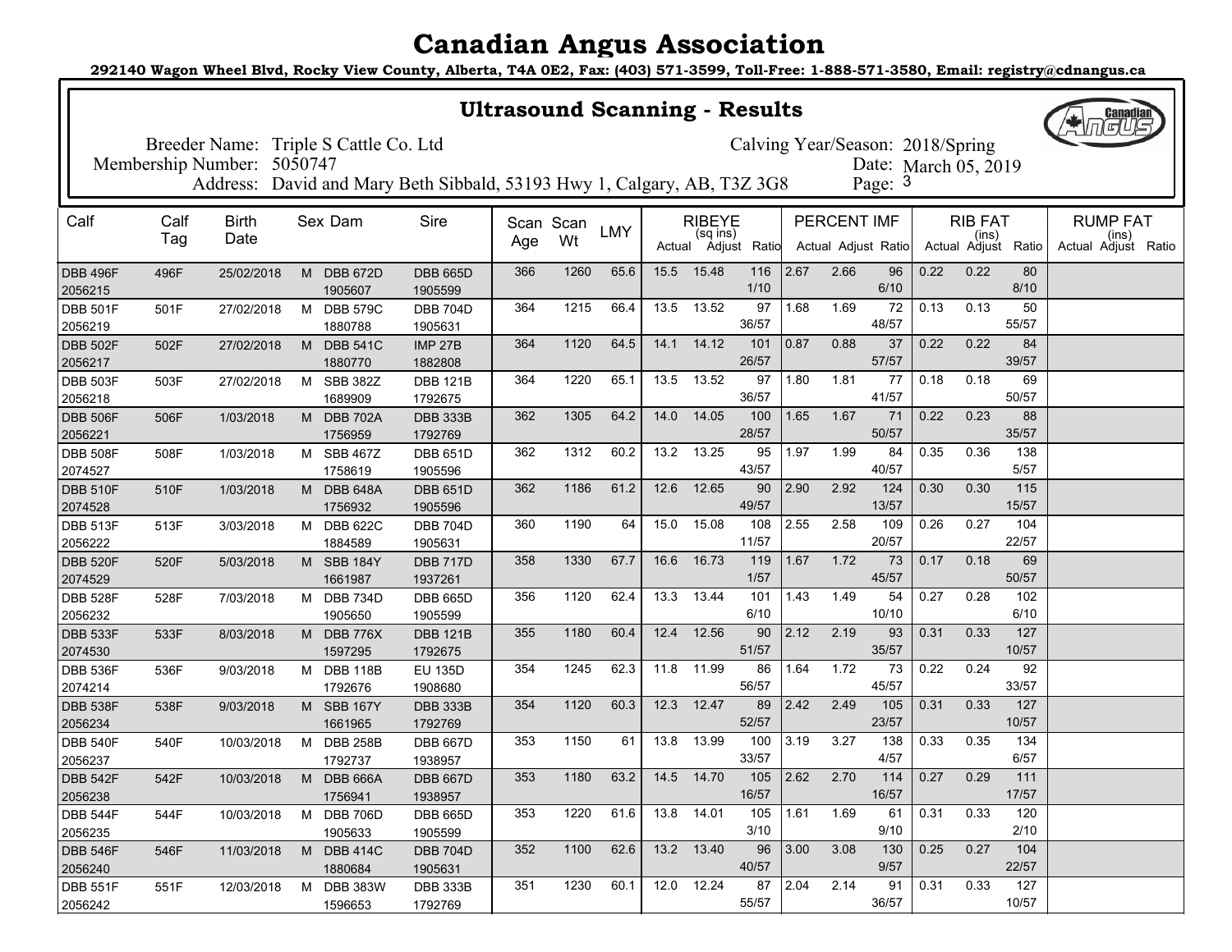# Canadian Angus Association

**292140 Wagon Wheel Blvd, Rocky View County, Alberta, T4A 0E2, Fax: (403) 571-3599, Toll-Free: 1-888-571-3580, Email: registry@cdnangus.ca**

## Ultrasound Scanning - Results

Breeder Name: Triple S Cattle Co. Ltd
Membership Number: 5050747
Address: David and Mary Beth Sibbald, 53193 Hwy 1, Calgary, AB, T3Z 3G8

Calving Year/Season: 2018/Spring
Date: March 05, 2019
Page: 3

| Calf | Calf Tag | Birth Date | Sex | Dam | Sire | Scan Age | Scan Wt | LMY | RIBEYE (sq ins) | | | PERCENT IMF | | | RIB FAT (ins) | | | RUMP FAT (ins) | | |
|---|---|---|---|---|---|---|---|---|---|---|---|---|---|---|---|---|---|---|---|---|
| | | | | | | | | | Actual | Adjust | Ratio | Actual | Adjust | Ratio | Actual | Adjust | Ratio | Actual | Adjust | Ratio |
| DBB 496F 2056215 | 496F | 25/02/2018 | M | DBB 672D 1905607 | DBB 665D 1905599 | 366 | 1260 | 65.6 | 15.5 | 15.48 | 116 1/10 | 2.67 | 2.66 | 96 6/10 | 0.22 | 0.22 | 80 8/10 | | | |
| DBB 501F 2056219 | 501F | 27/02/2018 | M | DBB 579C 1880788 | DBB 704D 1905631 | 364 | 1215 | 66.4 | 13.5 | 13.52 | 97 36/57 | 1.68 | 1.69 | 72 48/57 | 0.13 | 0.13 | 50 55/57 | | | |
| DBB 502F 2056217 | 502F | 27/02/2018 | M | DBB 541C 1880770 | IMP 27B 1882808 | 364 | 1120 | 64.5 | 14.1 | 14.12 | 101 26/57 | 0.87 | 0.88 | 37 57/57 | 0.22 | 0.22 | 84 39/57 | | | |
| DBB 503F 2056218 | 503F | 27/02/2018 | M | SBB 382Z 1689909 | DBB 121B 1792675 | 364 | 1220 | 65.1 | 13.5 | 13.52 | 97 36/57 | 1.80 | 1.81 | 77 41/57 | 0.18 | 0.18 | 69 50/57 | | | |
| DBB 506F 2056221 | 506F | 1/03/2018 | M | DBB 702A 1756959 | DBB 333B 1792769 | 362 | 1305 | 64.2 | 14.0 | 14.05 | 100 28/57 | 1.65 | 1.67 | 71 50/57 | 0.22 | 0.23 | 88 35/57 | | | |
| DBB 508F 2074527 | 508F | 1/03/2018 | M | SBB 467Z 1758619 | DBB 651D 1905596 | 362 | 1312 | 60.2 | 13.2 | 13.25 | 95 43/57 | 1.97 | 1.99 | 84 40/57 | 0.35 | 0.36 | 138 5/57 | | | |
| DBB 510F 2074528 | 510F | 1/03/2018 | M | DBB 648A 1756932 | DBB 651D 1905596 | 362 | 1186 | 61.2 | 12.6 | 12.65 | 90 49/57 | 2.90 | 2.92 | 124 13/57 | 0.30 | 0.30 | 115 15/57 | | | |
| DBB 513F 2056222 | 513F | 3/03/2018 | M | DBB 622C 1884589 | DBB 704D 1905631 | 360 | 1190 | 64 | 15.0 | 15.08 | 108 11/57 | 2.55 | 2.58 | 109 20/57 | 0.26 | 0.27 | 104 22/57 | | | |
| DBB 520F 2074529 | 520F | 5/03/2018 | M | SBB 184Y 1661987 | DBB 717D 1937261 | 358 | 1330 | 67.7 | 16.6 | 16.73 | 119 1/57 | 1.67 | 1.72 | 73 45/57 | 0.17 | 0.18 | 69 50/57 | | | |
| DBB 528F 2056232 | 528F | 7/03/2018 | M | DBB 734D 1905650 | DBB 665D 1905599 | 356 | 1120 | 62.4 | 13.3 | 13.44 | 101 6/10 | 1.43 | 1.49 | 54 10/10 | 0.27 | 0.28 | 102 6/10 | | | |
| DBB 533F 2074530 | 533F | 8/03/2018 | M | DBB 776X 1597295 | DBB 121B 1792675 | 355 | 1180 | 60.4 | 12.4 | 12.56 | 90 51/57 | 2.12 | 2.19 | 93 35/57 | 0.31 | 0.33 | 127 10/57 | | | |
| DBB 536F 2074214 | 536F | 9/03/2018 | M | DBB 118B 1792676 | EU 135D 1908680 | 354 | 1245 | 62.3 | 11.8 | 11.99 | 86 56/57 | 1.64 | 1.72 | 73 45/57 | 0.22 | 0.24 | 92 33/57 | | | |
| DBB 538F 2056234 | 538F | 9/03/2018 | M | SBB 167Y 1661965 | DBB 333B 1792769 | 354 | 1120 | 60.3 | 12.3 | 12.47 | 89 52/57 | 2.42 | 2.49 | 105 23/57 | 0.31 | 0.33 | 127 10/57 | | | |
| DBB 540F 2056237 | 540F | 10/03/2018 | M | DBB 258B 1792737 | DBB 667D 1938957 | 353 | 1150 | 61 | 13.8 | 13.99 | 100 33/57 | 3.19 | 3.27 | 138 4/57 | 0.33 | 0.35 | 134 6/57 | | | |
| DBB 542F 2056238 | 542F | 10/03/2018 | M | DBB 666A 1756941 | DBB 667D 1938957 | 353 | 1180 | 63.2 | 14.5 | 14.70 | 105 16/57 | 2.62 | 2.70 | 114 16/57 | 0.27 | 0.29 | 111 17/57 | | | |
| DBB 544F 2056235 | 544F | 10/03/2018 | M | DBB 706D 1905633 | DBB 665D 1905599 | 353 | 1220 | 61.6 | 13.8 | 14.01 | 105 3/10 | 1.61 | 1.69 | 61 9/10 | 0.31 | 0.33 | 120 2/10 | | | |
| DBB 546F 2056240 | 546F | 11/03/2018 | M | DBB 414C 1880684 | DBB 704D 1905631 | 352 | 1100 | 62.6 | 13.2 | 13.40 | 96 40/57 | 3.00 | 3.08 | 130 9/57 | 0.25 | 0.27 | 104 22/57 | | | |
| DBB 551F 2056242 | 551F | 12/03/2018 | M | DBB 383W 1596653 | DBB 333B 1792769 | 351 | 1230 | 60.1 | 12.0 | 12.24 | 87 55/57 | 2.04 | 2.14 | 91 36/57 | 0.31 | 0.33 | 127 10/57 | | | |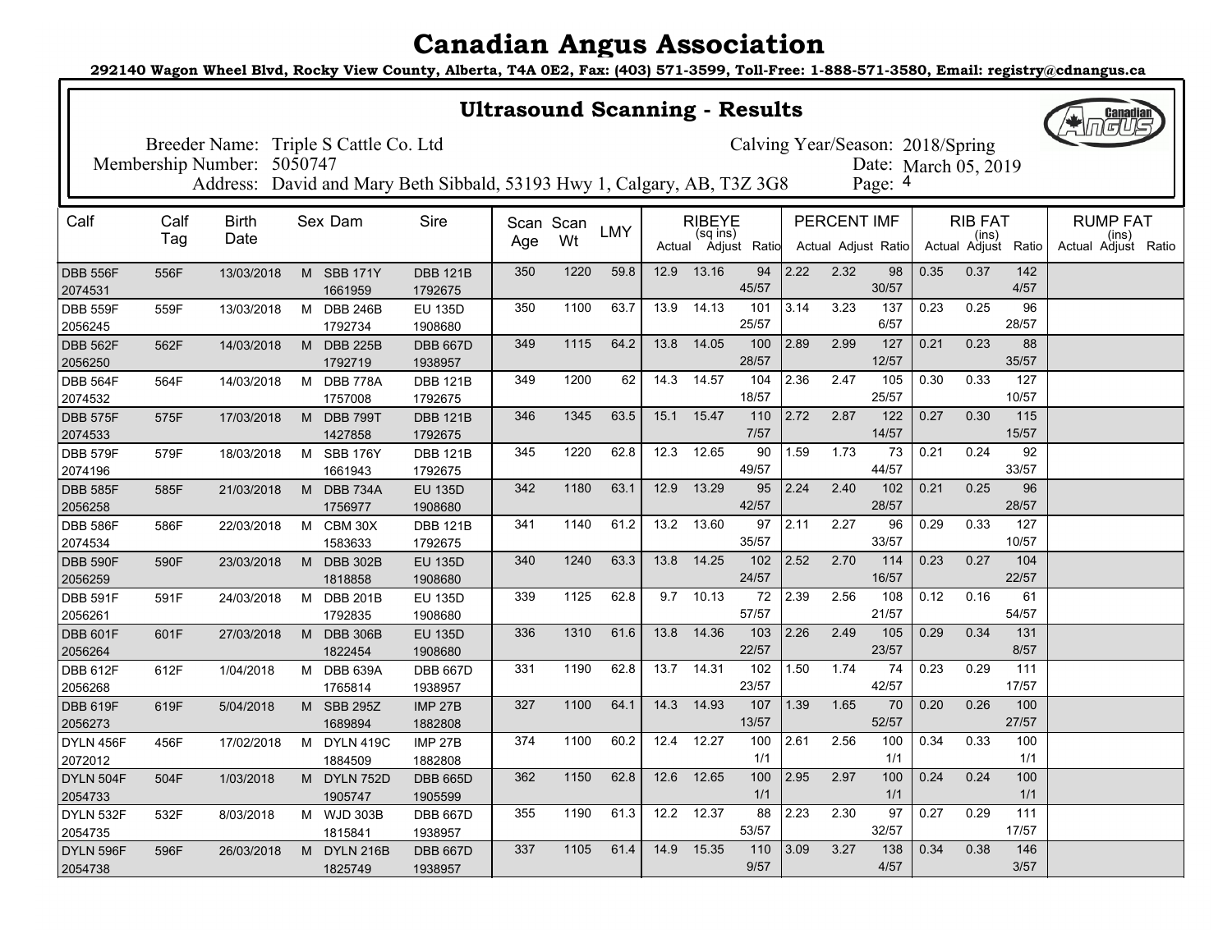# Canadian Angus Association

**292140 Wagon Wheel Blvd, Rocky View County, Alberta, T4A 0E2, Fax: (403) 571-3599, Toll-Free: 1-888-571-3580, Email: registry@cdnangus.ca**

## Ultrasound Scanning - Results

Breeder Name: Triple S Cattle Co. Ltd
Membership Number: 5050747
Address: David and Mary Beth Sibbald, 53193 Hwy 1, Calgary, AB, T3Z 3G8

Calving Year/Season: 2018/Spring
Date: March 05, 2019
Page: 4

| Calf | Calf Tag | Birth Date | Sex | Dam | Sire | Scan Age | Scan Wt | LMY | RIBEYE (sq ins) | | | PERCENT IMF | | | RIB FAT (ins) | | | RUMP FAT (ins) | | |
|---|---|---|---|---|---|---|---|---|---|---|---|---|---|---|---|---|---|---|---|---|
| | | | | | | | | | Actual | Adjust | Ratio | Actual | Adjust | Ratio | Actual | Adjust | Ratio | Actual | Adjust | Ratio |
| DBB 556F 2074531 | 556F | 13/03/2018 | M | SBB 171Y 1661959 | DBB 121B 1792675 | 350 | 1220 | 59.8 | 12.9 | 13.16 | 94 45/57 | 2.22 | 2.32 | 98 30/57 | 0.35 | 0.37 | 142 4/57 | | | |
| DBB 559F 2056245 | 559F | 13/03/2018 | M | DBB 246B 1792734 | EU 135D 1908680 | 350 | 1100 | 63.7 | 13.9 | 14.13 | 101 25/57 | 3.14 | 3.23 | 137 6/57 | 0.23 | 0.25 | 96 28/57 | | | |
| DBB 562F 2056250 | 562F | 14/03/2018 | M | DBB 225B 1792719 | DBB 667D 1938957 | 349 | 1115 | 64.2 | 13.8 | 14.05 | 100 28/57 | 2.89 | 2.99 | 127 12/57 | 0.21 | 0.23 | 88 35/57 | | | |
| DBB 564F 2074532 | 564F | 14/03/2018 | M | DBB 778A 1757008 | DBB 121B 1792675 | 349 | 1200 | 62 | 14.3 | 14.57 | 104 18/57 | 2.36 | 2.47 | 105 25/57 | 0.30 | 0.33 | 127 10/57 | | | |
| DBB 575F 2074533 | 575F | 17/03/2018 | M | DBB 799T 1427858 | DBB 121B 1792675 | 346 | 1345 | 63.5 | 15.1 | 15.47 | 110 7/57 | 2.72 | 2.87 | 122 14/57 | 0.27 | 0.30 | 115 15/57 | | | |
| DBB 579F 2074196 | 579F | 18/03/2018 | M | SBB 176Y 1661943 | DBB 121B 1792675 | 345 | 1220 | 62.8 | 12.3 | 12.65 | 90 49/57 | 1.59 | 1.73 | 73 44/57 | 0.21 | 0.24 | 92 33/57 | | | |
| DBB 585F 2056258 | 585F | 21/03/2018 | M | DBB 734A 1756977 | EU 135D 1908680 | 342 | 1180 | 63.1 | 12.9 | 13.29 | 95 42/57 | 2.24 | 2.40 | 102 28/57 | 0.21 | 0.25 | 96 28/57 | | | |
| DBB 586F 2074534 | 586F | 22/03/2018 | M | CBM 30X 1583633 | DBB 121B 1792675 | 341 | 1140 | 61.2 | 13.2 | 13.60 | 97 35/57 | 2.11 | 2.27 | 96 33/57 | 0.29 | 0.33 | 127 10/57 | | | |
| DBB 590F 2056259 | 590F | 23/03/2018 | M | DBB 302B 1818858 | EU 135D 1908680 | 340 | 1240 | 63.3 | 13.8 | 14.25 | 102 24/57 | 2.52 | 2.70 | 114 16/57 | 0.23 | 0.27 | 104 22/57 | | | |
| DBB 591F 2056261 | 591F | 24/03/2018 | M | DBB 201B 1792835 | EU 135D 1908680 | 339 | 1125 | 62.8 | 9.7 | 10.13 | 72 57/57 | 2.39 | 2.56 | 108 21/57 | 0.12 | 0.16 | 61 54/57 | | | |
| DBB 601F 2056264 | 601F | 27/03/2018 | M | DBB 306B 1822454 | EU 135D 1908680 | 336 | 1310 | 61.6 | 13.8 | 14.36 | 103 22/57 | 2.26 | 2.49 | 105 23/57 | 0.29 | 0.34 | 131 8/57 | | | |
| DBB 612F 2056268 | 612F | 1/04/2018 | M | DBB 639A 1765814 | DBB 667D 1938957 | 331 | 1190 | 62.8 | 13.7 | 14.31 | 102 23/57 | 1.50 | 1.74 | 74 42/57 | 0.23 | 0.29 | 111 17/57 | | | |
| DBB 619F 2056273 | 619F | 5/04/2018 | M | SBB 295Z 1689894 | IMP 27B 1882808 | 327 | 1100 | 64.1 | 14.3 | 14.93 | 107 13/57 | 1.39 | 1.65 | 70 52/57 | 0.20 | 0.26 | 100 27/57 | | | |
| DYLN 456F 2072012 | 456F | 17/02/2018 | M | DYLN 419C 1884509 | IMP 27B 1882808 | 374 | 1100 | 60.2 | 12.4 | 12.27 | 100 1/1 | 2.61 | 2.56 | 100 1/1 | 0.34 | 0.33 | 100 1/1 | | | |
| DYLN 504F 2054733 | 504F | 1/03/2018 | M | DYLN 752D 1905747 | DBB 665D 1905599 | 362 | 1150 | 62.8 | 12.6 | 12.65 | 100 1/1 | 2.95 | 2.97 | 100 1/1 | 0.24 | 0.24 | 100 1/1 | | | |
| DYLN 532F 2054735 | 532F | 8/03/2018 | M | WJD 303B 1815841 | DBB 667D 1938957 | 355 | 1190 | 61.3 | 12.2 | 12.37 | 88 53/57 | 2.23 | 2.30 | 97 32/57 | 0.27 | 0.29 | 111 17/57 | | | |
| DYLN 596F 2054738 | 596F | 26/03/2018 | M | DYLN 216B 1825749 | DBB 667D 1938957 | 337 | 1105 | 61.4 | 14.9 | 15.35 | 110 9/57 | 3.09 | 3.27 | 138 4/57 | 0.34 | 0.38 | 146 3/57 | | | |